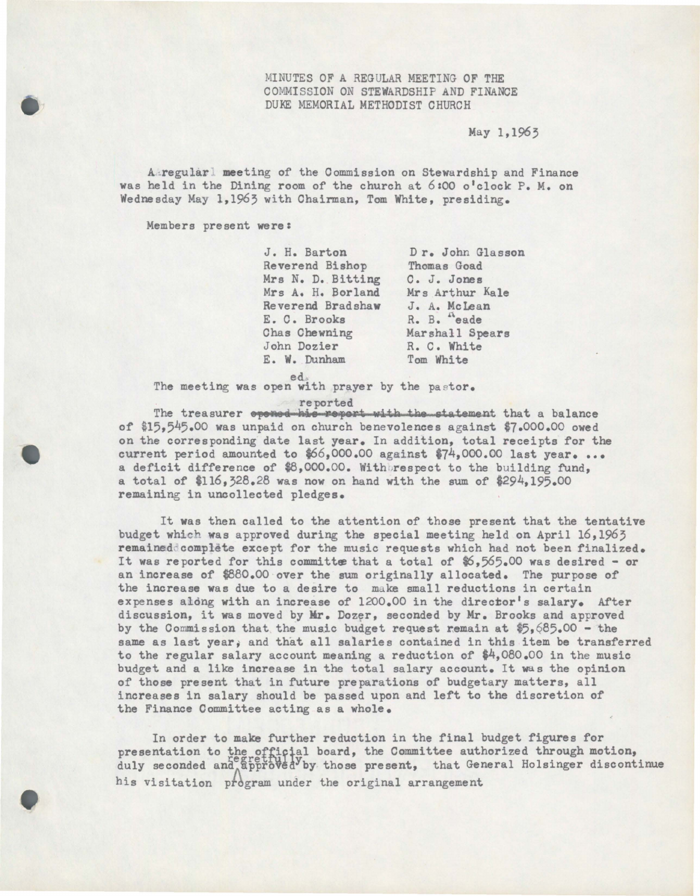MINUTES OF A REGULAR MEETING OF THE
COMMISSION ON STEWARDSHIP AND FINANCE
DUKE MEMORIAL METHODIST CHURCH

May 1,1963

A regular meeting of the Commission on Stewardship and Finance was held in the Dining room of the church at 6:00 o'clock P. M. on Wednesday May 1,1963 with Chairman, Tom White, presiding.

Members present were:

| | |
|---|---|
| J. H. Barton | Dr. John Glasson |
| Reverend Bishop | Thomas Goad |
| Mrs N. D. Bitting | C. J. Jones |
| Mrs A. H. Borland | Mrs Arthur Kale |
| Reverend Bradshaw | J. A. McLean |
| E. C. Brooks | R. B. Meade |
| Chas Chewning | Marshall Spears |
| John Dozier | R. C. White |
| E. W. Dunham | Tom White |

The meeting was opened with prayer by the pastor.

The treasurer reported that a balance of $15,545.00 was unpaid on church benevolences against $7.000.00 owed on the corresponding date last year. In addition, total receipts for the current period amounted to $66,000.00 against $74,000.00 last year. ... a deficit difference of $8,000.00. With respect to the building fund, a total of $116,328.28 was now on hand with the sum of $294,195.00 remaining in uncollected pledges.

It was then called to the attention of those present that the tentative budget which was approved during the special meeting held on April 16,1963 remained complete except for the music requests which had not been finalized. It was reported for this committee that a total of $6,565.00 was desired - or an increase of $880.00 over the sum originally allocated. The purpose of the increase was due to a desire to make small reductions in certain expenses along with an increase of 1200.00 in the director's salary. After discussion, it was moved by Mr. Dozer, seconded by Mr. Brooks and approved by the Commission that the music budget request remain at $5,685.00 - the same as last year, and that all salaries contained in this item be transferred to the regular salary account meaning a reduction of $4,080.00 in the music budget and a like increase in the total salary account. It was the opinion of those present that in future preparations of budgetary matters, all increases in salary should be passed upon and left to the discretion of the Finance Committee acting as a whole.

In order to make further reduction in the final budget figures for presentation to the official board, the Committee authorized through motion, duly seconded and regretfully approved by those present, that General Holsinger discontinue his visitation program under the original arrangement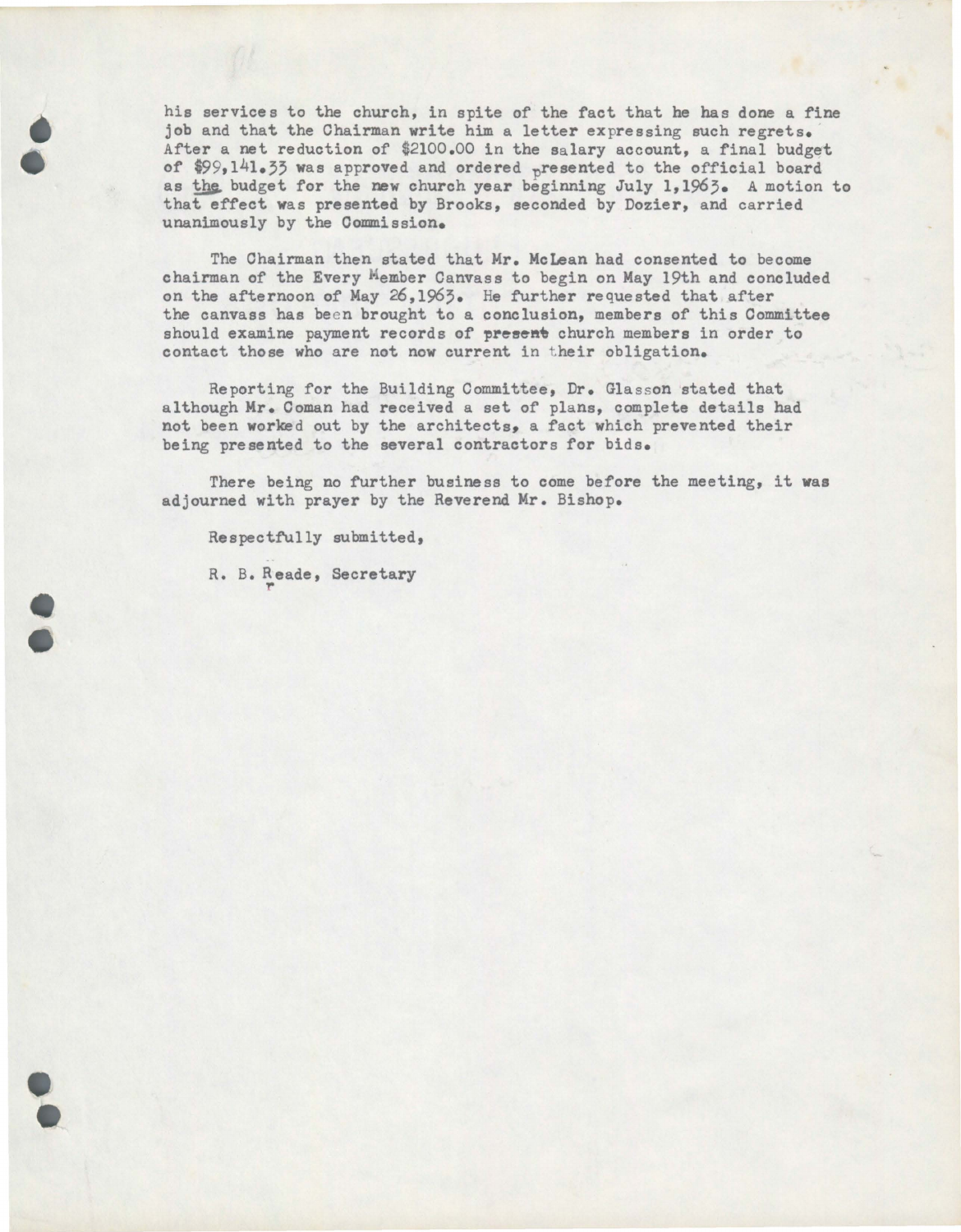his services to the church, in spite of the fact that he has done a fine job and that the Chairman write him a letter expressing such regrets. After a net reduction of $2100.00 in the salary account, a final budget of $99,141.33 was approved and ordered presented to the official board as the budget for the new church year beginning July 1,1963. A motion to that effect was presented by Brooks, seconded by Dozier, and carried unanimously by the Commission.

The Chairman then stated that Mr. McLean had consented to become chairman of the Every Member Canvass to begin on May 19th and concluded on the afternoon of May 26,1963. He further requested that after the canvass has been brought to a conclusion, members of this Committee should examine payment records of ~~present~~ church members in order to contact those who are not now current in their obligation.

Reporting for the Building Committee, Dr. Glasson stated that although Mr. Coman had received a set of plans, complete details had not been worked out by the architects, a fact which prevented their being presented to the several contractors for bids.

There being no further business to come before the meeting, it was adjourned with prayer by the Reverend Mr. Bishop.

Respectfully submitted,

R. B. Reade, Secretary